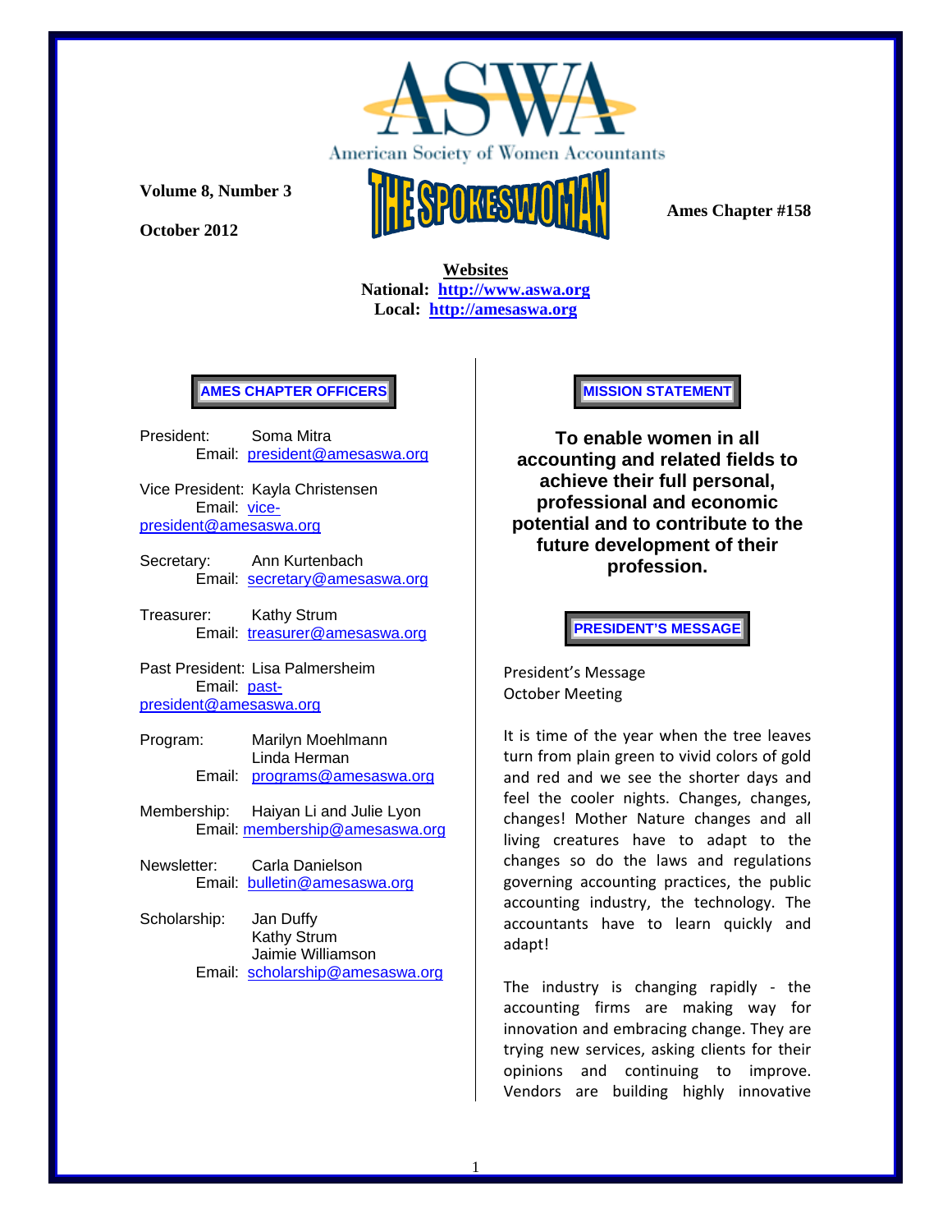# ASWA

American Society of Women Accountants

**Volume 8, Number 3**

**October 2012**

# THE SPOKESWOMAN

**Ames Chapter #158**

**Websites**
**National: http://www.aswa.org**
**Local: http://amesaswa.org**

## AMES CHAPTER OFFICERS

President: Soma Mitra
Email: president@amesaswa.org

Vice President: Kayla Christensen
Email: vice-president@amesaswa.org

Secretary: Ann Kurtenbach
Email: secretary@amesaswa.org

Treasurer: Kathy Strum
Email: treasurer@amesaswa.org

Past President: Lisa Palmersheim
Email: past-president@amesaswa.org

Program: Marilyn Moehlmann
Linda Herman
Email: programs@amesaswa.org

Membership: Haiyan Li and Julie Lyon
Email: membership@amesaswa.org

Newsletter: Carla Danielson
Email: bulletin@amesaswa.org

Scholarship: Jan Duffy
Kathy Strum
Jaimie Williamson
Email: scholarship@amesaswa.org

## MISSION STATEMENT

**To enable women in all accounting and related fields to achieve their full personal, professional and economic potential and to contribute to the future development of their profession.**

## PRESIDENT'S MESSAGE

President's Message
October Meeting

It is time of the year when the tree leaves turn from plain green to vivid colors of gold and red and we see the shorter days and feel the cooler nights. Changes, changes, changes! Mother Nature changes and all living creatures have to adapt to the changes so do the laws and regulations governing accounting practices, the public accounting industry, the technology. The accountants have to learn quickly and adapt!

The industry is changing rapidly - the accounting firms are making way for innovation and embracing change. They are trying new services, asking clients for their opinions and continuing to improve. Vendors are building highly innovative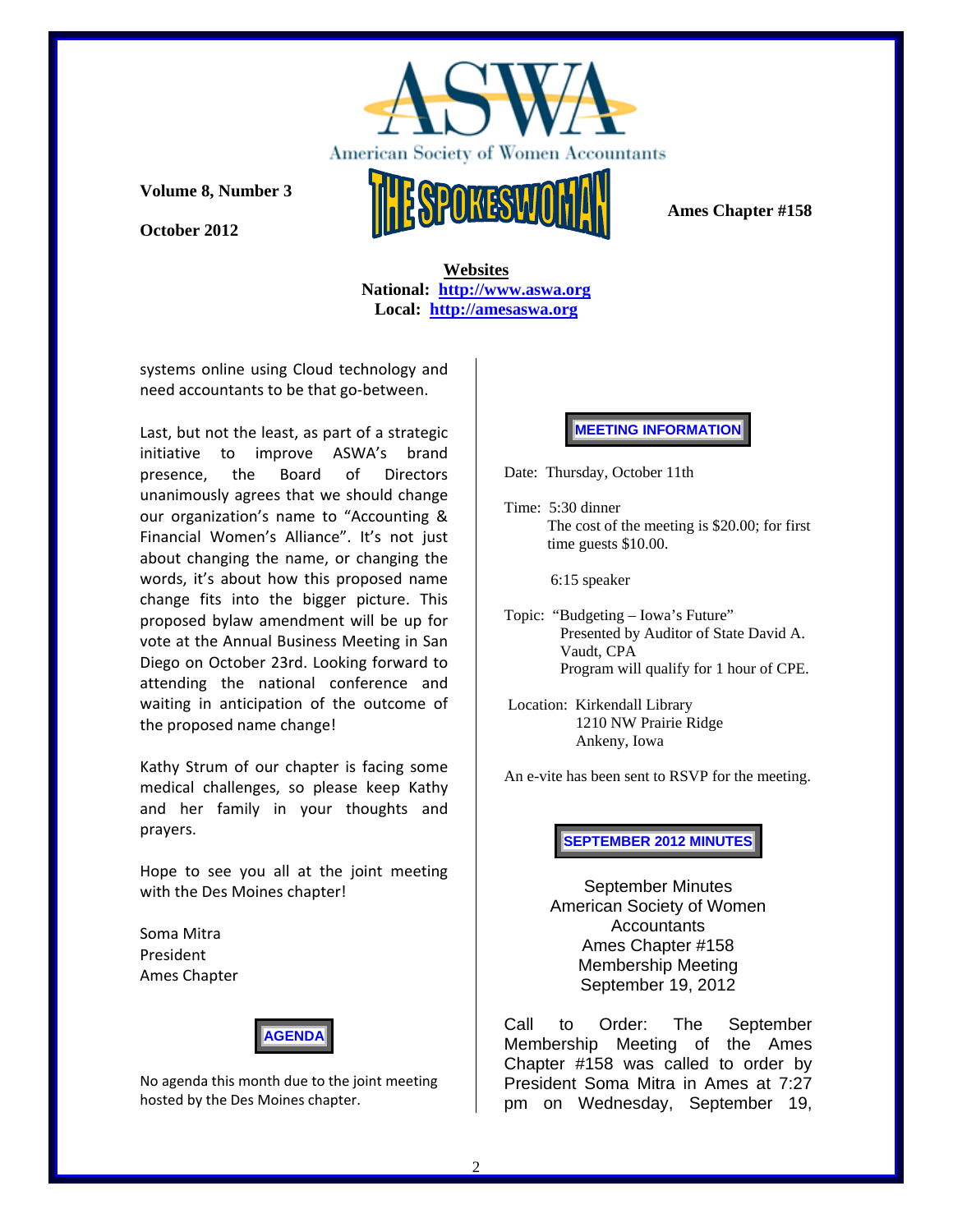American Society of Women Accountants

**Volume 8, Number 3**

**October 2012**

# THE SPOKESWOMAN

**Ames Chapter #158**

**Websites**
**National: http://www.aswa.org**
**Local: http://amesaswa.org**

systems online using Cloud technology and need accountants to be that go-between.

Last, but not the least, as part of a strategic initiative to improve ASWA's brand presence, the Board of Directors unanimously agrees that we should change our organization's name to "Accounting & Financial Women's Alliance". It's not just about changing the name, or changing the words, it's about how this proposed name change fits into the bigger picture. This proposed bylaw amendment will be up for vote at the Annual Business Meeting in San Diego on October 23rd. Looking forward to attending the national conference and waiting in anticipation of the outcome of the proposed name change!

Kathy Strum of our chapter is facing some medical challenges, so please keep Kathy and her family in your thoughts and prayers.

Hope to see you all at the joint meeting with the Des Moines chapter!

Soma Mitra
President
Ames Chapter

## AGENDA

No agenda this month due to the joint meeting hosted by the Des Moines chapter.

## MEETING INFORMATION

Date: Thursday, October 11th

Time: 5:30 dinner
The cost of the meeting is $20.00; for first time guests $10.00.

6:15 speaker

Topic: "Budgeting – Iowa's Future"
Presented by Auditor of State David A. Vaudt, CPA
Program will qualify for 1 hour of CPE.

Location: Kirkendall Library
1210 NW Prairie Ridge
Ankeny, Iowa

An e-vite has been sent to RSVP for the meeting.

## SEPTEMBER 2012 MINUTES

September Minutes
American Society of Women Accountants
Ames Chapter #158
Membership Meeting
September 19, 2012

Call to Order: The September Membership Meeting of the Ames Chapter #158 was called to order by President Soma Mitra in Ames at 7:27 pm on Wednesday, September 19,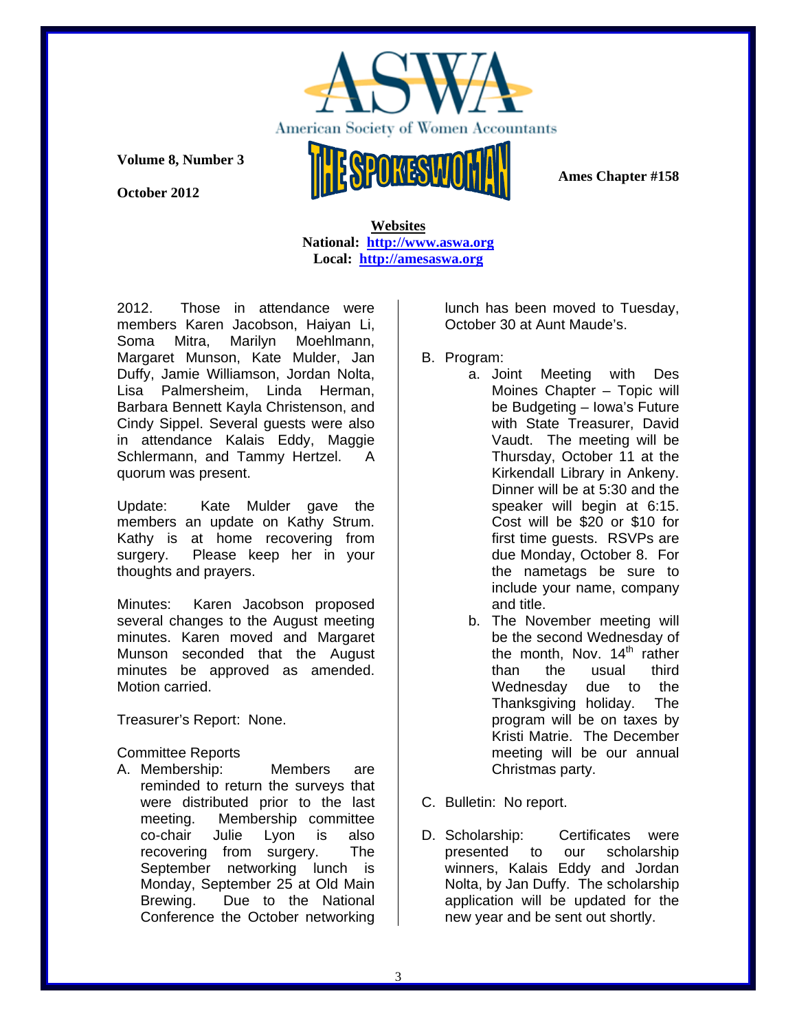**Websites**
**National: http://www.aswa.org**
**Local: http://amesaswa.org**

2012. Those in attendance were members Karen Jacobson, Haiyan Li, Soma Mitra, Marilyn Moehlmann, Margaret Munson, Kate Mulder, Jan Duffy, Jamie Williamson, Jordan Nolta, Lisa Palmersheim, Linda Herman, Barbara Bennett Kayla Christenson, and Cindy Sippel. Several guests were also in attendance Kalais Eddy, Maggie Schlermann, and Tammy Hertzel. A quorum was present.

Update: Kate Mulder gave the members an update on Kathy Strum. Kathy is at home recovering from surgery. Please keep her in your thoughts and prayers.

Minutes: Karen Jacobson proposed several changes to the August meeting minutes. Karen moved and Margaret Munson seconded that the August minutes be approved as amended. Motion carried.

Treasurer's Report: None.

Committee Reports

A. Membership: Members are reminded to return the surveys that were distributed prior to the last meeting. Membership committee co-chair Julie Lyon is also recovering from surgery. The September networking lunch is Monday, September 25 at Old Main Brewing. Due to the National Conference the October networking lunch has been moved to Tuesday, October 30 at Aunt Maude's.

B. Program:
   a. Joint Meeting with Des Moines Chapter – Topic will be Budgeting – Iowa's Future with State Treasurer, David Vaudt. The meeting will be Thursday, October 11 at the Kirkendall Library in Ankeny. Dinner will be at 5:30 and the speaker will begin at 6:15. Cost will be $20 or $10 for first time guests. RSVPs are due Monday, October 8. For the nametags be sure to include your name, company and title.
   b. The November meeting will be the second Wednesday of the month, Nov. 14th rather than the usual third Wednesday due to the Thanksgiving holiday. The program will be on taxes by Kristi Matrie. The December meeting will be our annual Christmas party.

C. Bulletin: No report.

D. Scholarship: Certificates were presented to our scholarship winners, Kalais Eddy and Jordan Nolta, by Jan Duffy. The scholarship application will be updated for the new year and be sent out shortly.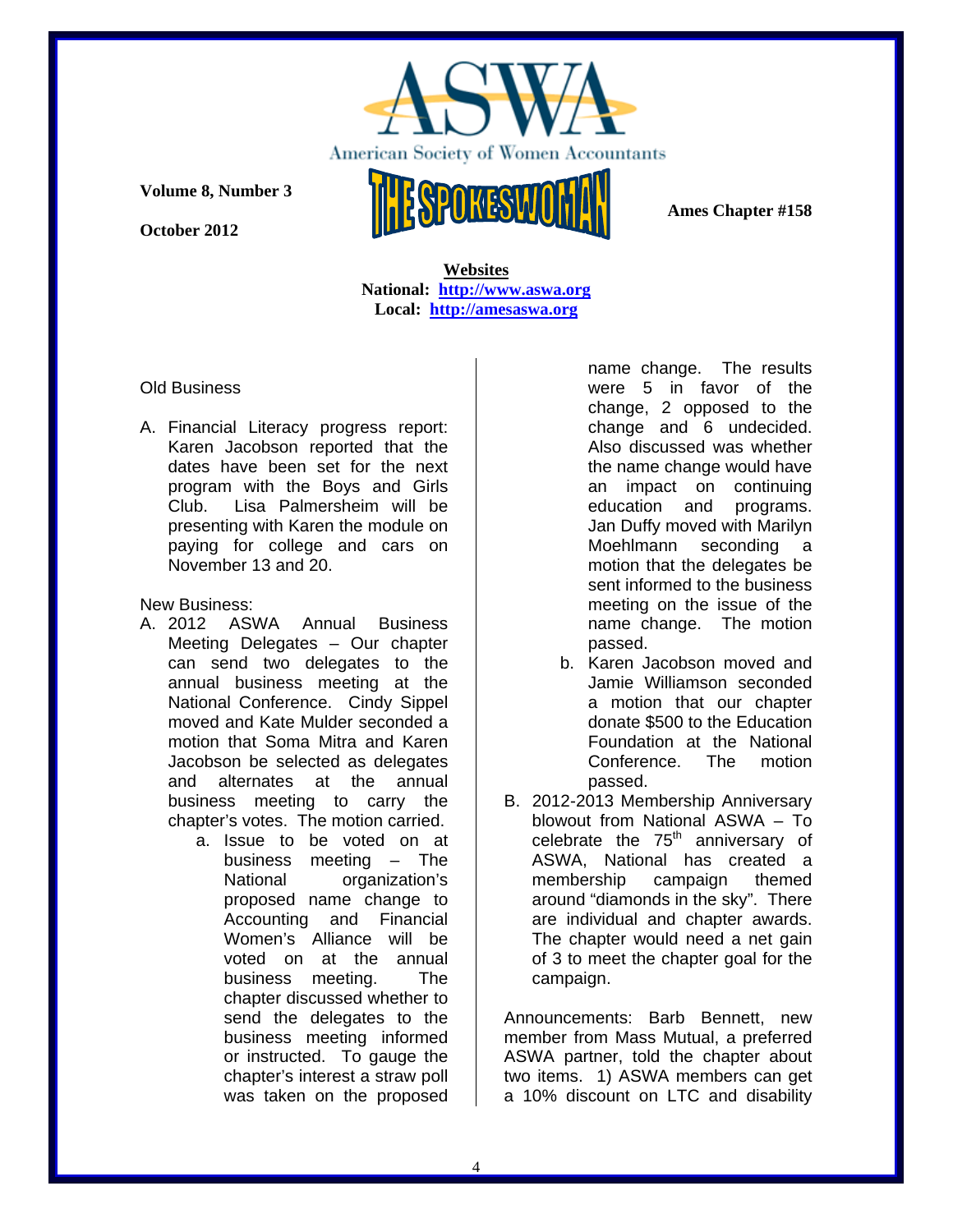Volume 8, Number 3

October 2012

Ames Chapter #158

**Websites**
**National: http://www.aswa.org**
**Local: http://amesaswa.org**

Old Business

A. Financial Literacy progress report: Karen Jacobson reported that the dates have been set for the next program with the Boys and Girls Club. Lisa Palmersheim will be presenting with Karen the module on paying for college and cars on November 13 and 20.

New Business:

A. 2012 ASWA Annual Business Meeting Delegates – Our chapter can send two delegates to the annual business meeting at the National Conference. Cindy Sippel moved and Kate Mulder seconded a motion that Soma Mitra and Karen Jacobson be selected as delegates and alternates at the annual business meeting to carry the chapter's votes. The motion carried.
    a. Issue to be voted on at business meeting – The National organization's proposed name change to Accounting and Financial Women's Alliance will be voted on at the annual business meeting. The chapter discussed whether to send the delegates to the business meeting informed or instructed. To gauge the chapter's interest a straw poll was taken on the proposed name change. The results were 5 in favor of the change, 2 opposed to the change and 6 undecided. Also discussed was whether the name change would have an impact on continuing education and programs. Jan Duffy moved with Marilyn Moehlmann seconding a motion that the delegates be sent informed to the business meeting on the issue of the name change. The motion passed.
    b. Karen Jacobson moved and Jamie Williamson seconded a motion that our chapter donate $500 to the Education Foundation at the National Conference. The motion passed.
B. 2012-2013 Membership Anniversary blowout from National ASWA – To celebrate the 75th anniversary of ASWA, National has created a membership campaign themed around "diamonds in the sky". There are individual and chapter awards. The chapter would need a net gain of 3 to meet the chapter goal for the campaign.

Announcements: Barb Bennett, new member from Mass Mutual, a preferred ASWA partner, told the chapter about two items. 1) ASWA members can get a 10% discount on LTC and disability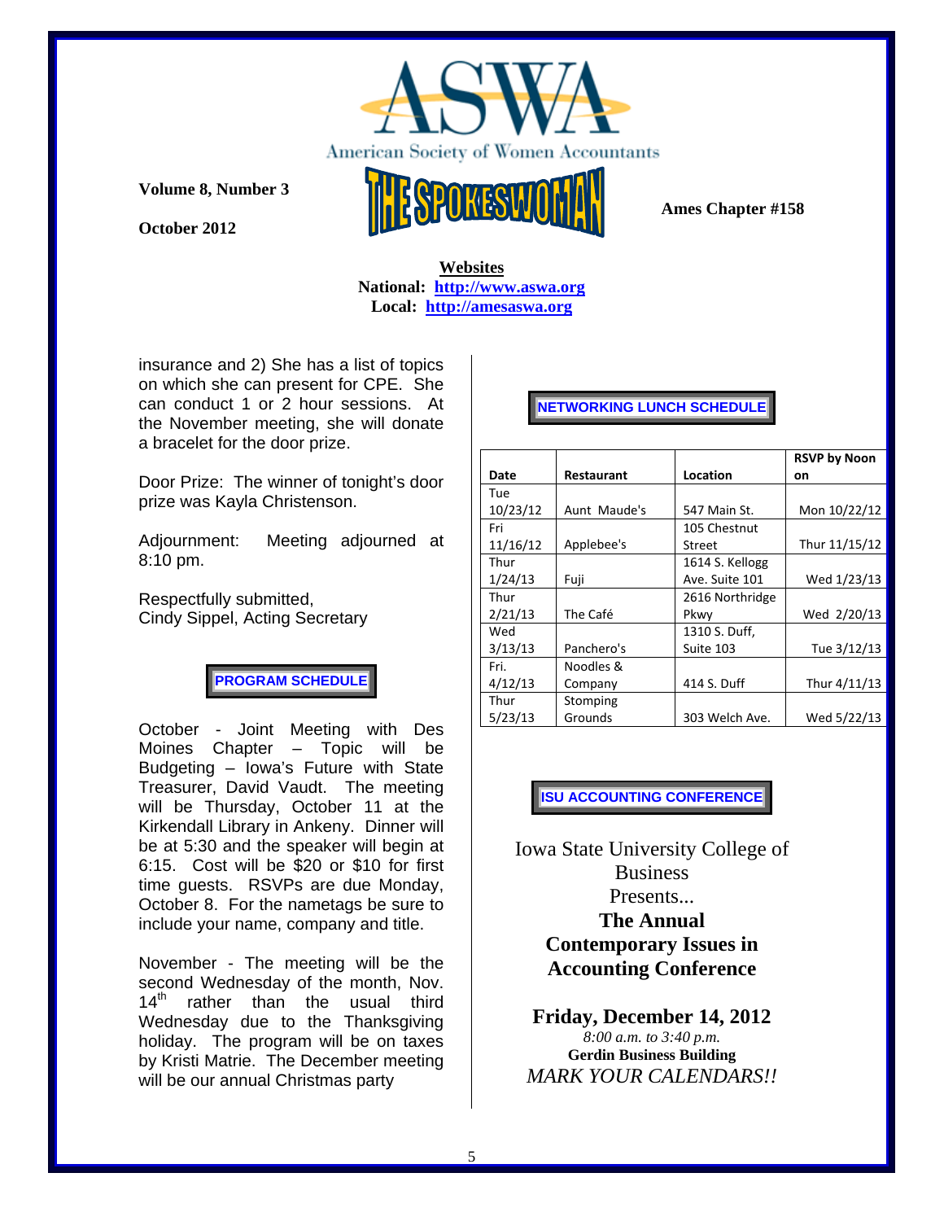American Society of Women Accountants

**Volume 8, Number 3**

**October 2012**

# THE SPOKESWOMAN

**Ames Chapter #158**

**Websites**
**National: http://www.aswa.org**
**Local: http://amesaswa.org**

insurance and 2) She has a list of topics on which she can present for CPE. She can conduct 1 or 2 hour sessions. At the November meeting, she will donate a bracelet for the door prize.

Door Prize: The winner of tonight's door prize was Kayla Christenson.

Adjournment: Meeting adjourned at 8:10 pm.

Respectfully submitted,
Cindy Sippel, Acting Secretary

## PROGRAM SCHEDULE

October - Joint Meeting with Des Moines Chapter – Topic will be Budgeting – Iowa's Future with State Treasurer, David Vaudt. The meeting will be Thursday, October 11 at the Kirkendall Library in Ankeny. Dinner will be at 5:30 and the speaker will begin at 6:15. Cost will be $20 or $10 for first time guests. RSVPs are due Monday, October 8. For the nametags be sure to include your name, company and title.

November - The meeting will be the second Wednesday of the month, Nov. 14th rather than the usual third Wednesday due to the Thanksgiving holiday. The program will be on taxes by Kristi Matrie. The December meeting will be our annual Christmas party

## NETWORKING LUNCH SCHEDULE

| Date | Restaurant | Location | RSVP by Noon on |
|---|---|---|---|
| Tue 10/23/12 | Aunt Maude's | 547 Main St. | Mon 10/22/12 |
| Fri 11/16/12 | Applebee's | 105 Chestnut Street | Thur 11/15/12 |
| Thur 1/24/13 | Fuji | 1614 S. Kellogg Ave. Suite 101 | Wed 1/23/13 |
| Thur 2/21/13 | The Café | 2616 Northridge Pkwy | Wed 2/20/13 |
| Wed 3/13/13 | Panchero's | 1310 S. Duff, Suite 103 | Tue 3/12/13 |
| Fri. 4/12/13 | Noodles & Company | 414 S. Duff | Thur 4/11/13 |
| Thur 5/23/13 | Stomping Grounds | 303 Welch Ave. | Wed 5/22/13 |

## ISU ACCOUNTING CONFERENCE

Iowa State University College of Business
Presents...
**The Annual Contemporary Issues in Accounting Conference**

**Friday, December 14, 2012**
*8:00 a.m. to 3:40 p.m.*
**Gerdin Business Building**
*MARK YOUR CALENDARS!!*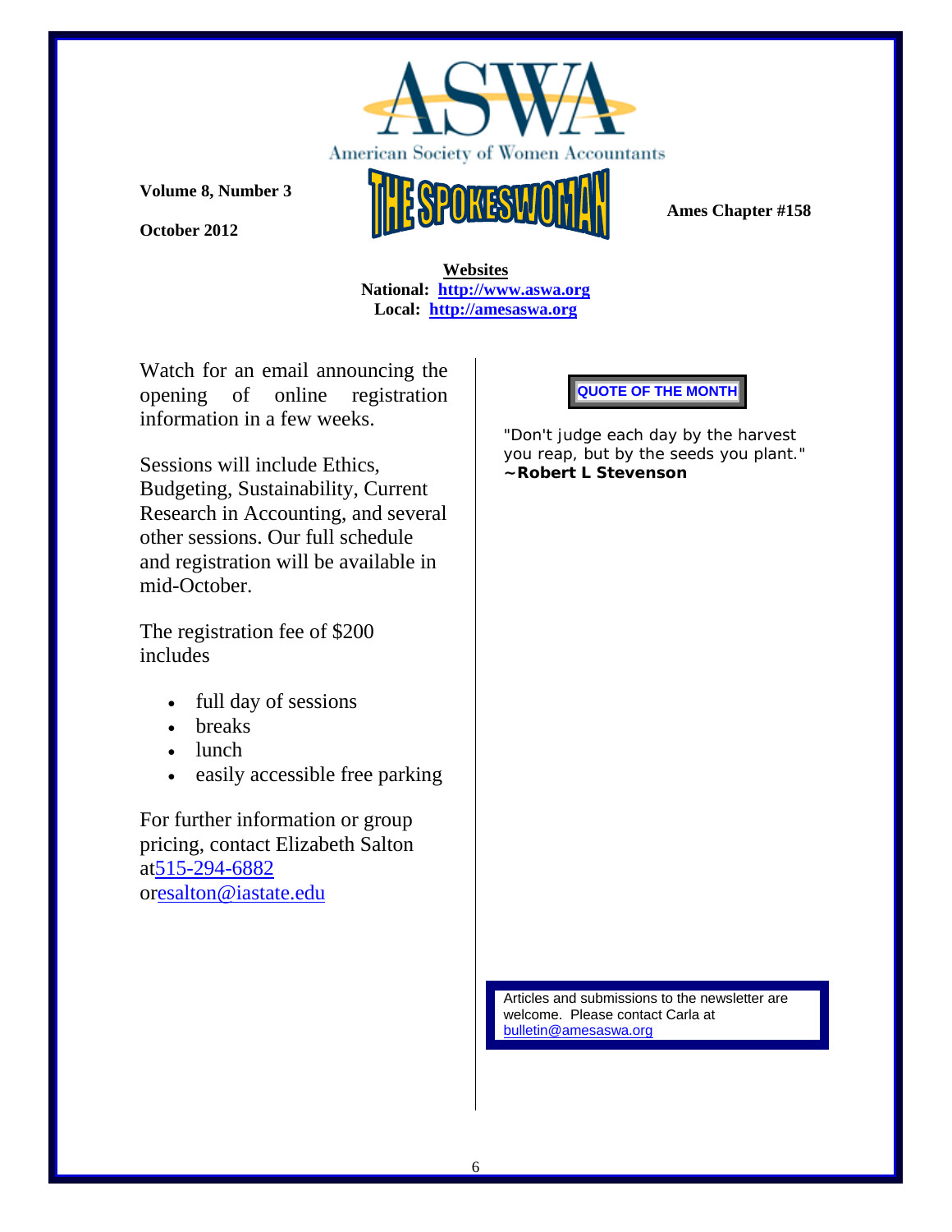American Society of Women Accountants

**Volume 8, Number 3**

**October 2012**

# THE SPOKESWOMAN

**Ames Chapter #158**

**Websites**
**National: http://www.aswa.org**
**Local: http://amesaswa.org**

Watch for an email announcing the opening of online registration information in a few weeks.

Sessions will include Ethics, Budgeting, Sustainability, Current Research in Accounting, and several other sessions. Our full schedule and registration will be available in mid-October.

The registration fee of $200 includes

- full day of sessions
- breaks
- lunch
- easily accessible free parking

For further information or group pricing, contact Elizabeth Salton at515-294-6882 oresalton@iastate.edu

**QUOTE OF THE MONTH**

"Don't judge each day by the harvest you reap, but by the seeds you plant."
**~Robert L Stevenson**

Articles and submissions to the newsletter are welcome. Please contact Carla at bulletin@amesaswa.org